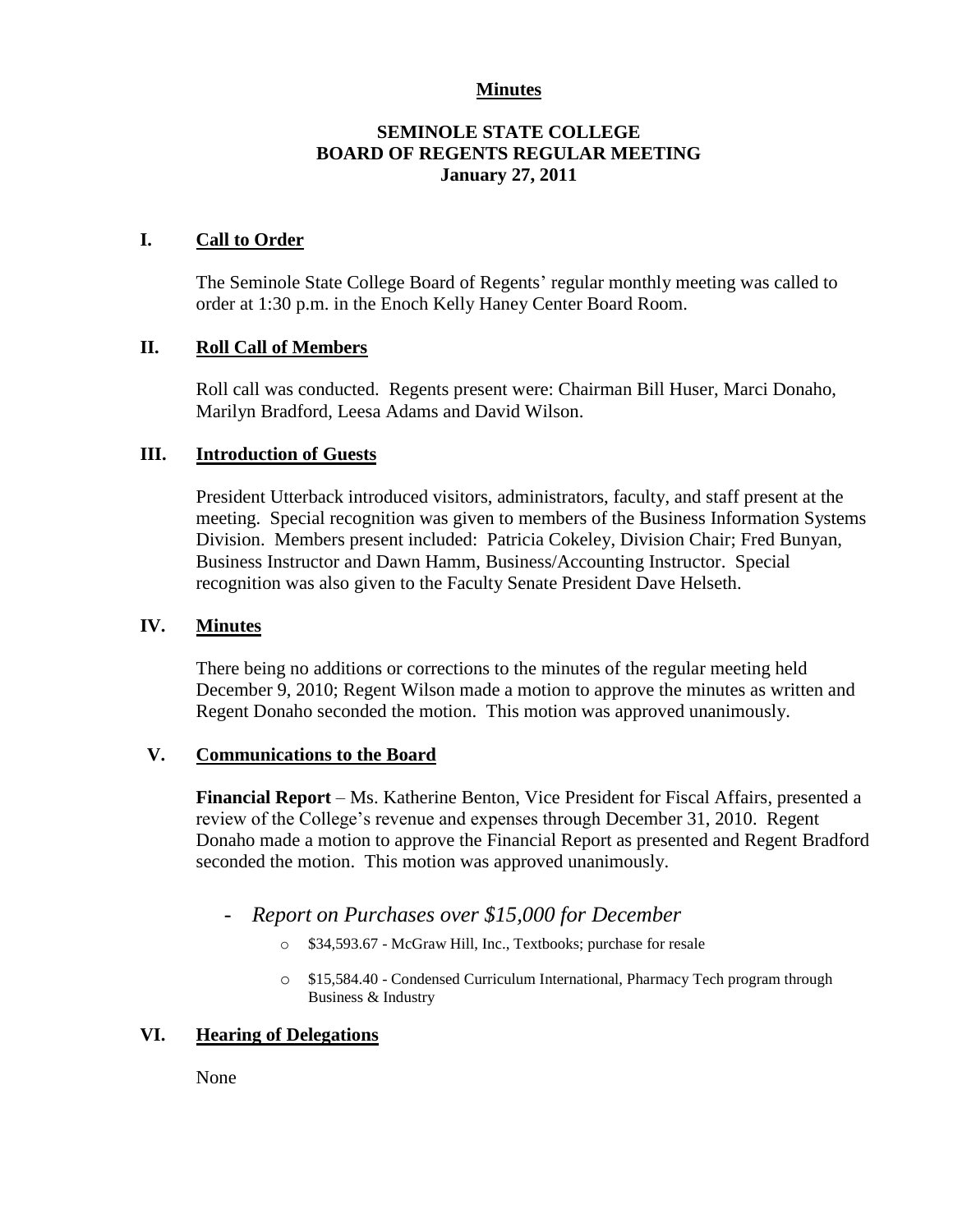**Minutes**

# SEMINOLE STATE COLLEGE
# BOARD OF REGENTS REGULAR MEETING
# January 27, 2011

## I. Call to Order

The Seminole State College Board of Regents' regular monthly meeting was called to order at 1:30 p.m. in the Enoch Kelly Haney Center Board Room.

## II. Roll Call of Members

Roll call was conducted. Regents present were: Chairman Bill Huser, Marci Donaho, Marilyn Bradford, Leesa Adams and David Wilson.

## III. Introduction of Guests

President Utterback introduced visitors, administrators, faculty, and staff present at the meeting. Special recognition was given to members of the Business Information Systems Division. Members present included: Patricia Cokeley, Division Chair; Fred Bunyan, Business Instructor and Dawn Hamm, Business/Accounting Instructor. Special recognition was also given to the Faculty Senate President Dave Helseth.

## IV. Minutes

There being no additions or corrections to the minutes of the regular meeting held December 9, 2010; Regent Wilson made a motion to approve the minutes as written and Regent Donaho seconded the motion. This motion was approved unanimously.

## V. Communications to the Board

**Financial Report** – Ms. Katherine Benton, Vice President for Fiscal Affairs, presented a review of the College's revenue and expenses through December 31, 2010. Regent Donaho made a motion to approve the Financial Report as presented and Regent Bradford seconded the motion. This motion was approved unanimously.

- *Report on Purchases over $15,000 for December*
  - $34,593.67 - McGraw Hill, Inc., Textbooks; purchase for resale
  - $15,584.40 - Condensed Curriculum International, Pharmacy Tech program through Business & Industry

## VI. Hearing of Delegations

None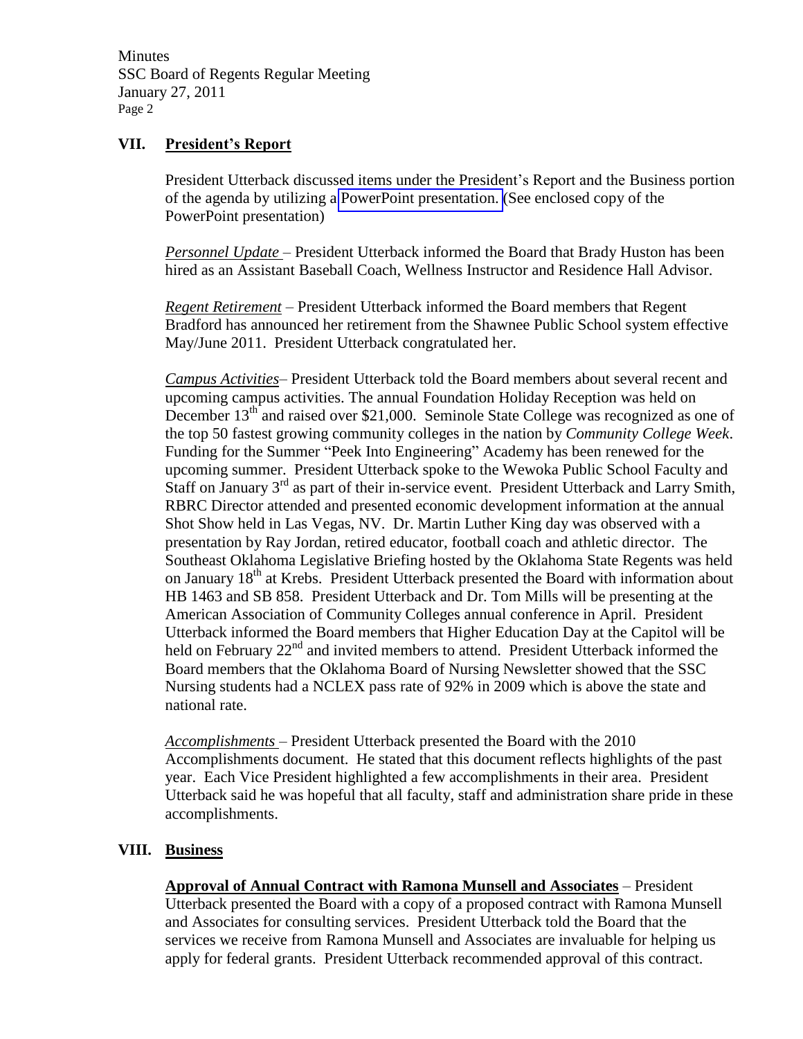## VII. President's Report

President Utterback discussed items under the President's Report and the Business portion of the agenda by utilizing a PowerPoint presentation. (See enclosed copy of the PowerPoint presentation)

*Personnel Update* – President Utterback informed the Board that Brady Huston has been hired as an Assistant Baseball Coach, Wellness Instructor and Residence Hall Advisor.

*Regent Retirement* – President Utterback informed the Board members that Regent Bradford has announced her retirement from the Shawnee Public School system effective May/June 2011. President Utterback congratulated her.

*Campus Activities*– President Utterback told the Board members about several recent and upcoming campus activities. The annual Foundation Holiday Reception was held on December 13th and raised over $21,000. Seminole State College was recognized as one of the top 50 fastest growing community colleges in the nation by *Community College Week*. Funding for the Summer "Peek Into Engineering" Academy has been renewed for the upcoming summer. President Utterback spoke to the Wewoka Public School Faculty and Staff on January 3rd as part of their in-service event. President Utterback and Larry Smith, RBRC Director attended and presented economic development information at the annual Shot Show held in Las Vegas, NV. Dr. Martin Luther King day was observed with a presentation by Ray Jordan, retired educator, football coach and athletic director. The Southeast Oklahoma Legislative Briefing hosted by the Oklahoma State Regents was held on January 18th at Krebs. President Utterback presented the Board with information about HB 1463 and SB 858. President Utterback and Dr. Tom Mills will be presenting at the American Association of Community Colleges annual conference in April. President Utterback informed the Board members that Higher Education Day at the Capitol will be held on February 22nd and invited members to attend. President Utterback informed the Board members that the Oklahoma Board of Nursing Newsletter showed that the SSC Nursing students had a NCLEX pass rate of 92% in 2009 which is above the state and national rate.

*Accomplishments* – President Utterback presented the Board with the 2010 Accomplishments document. He stated that this document reflects highlights of the past year. Each Vice President highlighted a few accomplishments in their area. President Utterback said he was hopeful that all faculty, staff and administration share pride in these accomplishments.

## VIII. Business

**Approval of Annual Contract with Ramona Munsell and Associates** – President Utterback presented the Board with a copy of a proposed contract with Ramona Munsell and Associates for consulting services. President Utterback told the Board that the services we receive from Ramona Munsell and Associates are invaluable for helping us apply for federal grants. President Utterback recommended approval of this contract.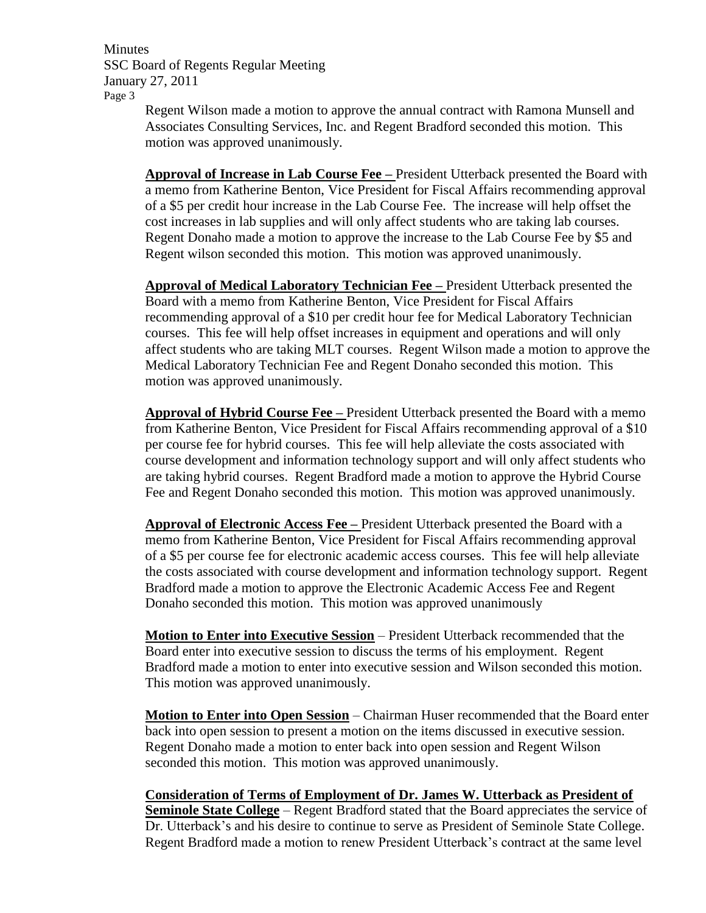Regent Wilson made a motion to approve the annual contract with Ramona Munsell and Associates Consulting Services, Inc. and Regent Bradford seconded this motion. This motion was approved unanimously.

**Approval of Increase in Lab Course Fee –** President Utterback presented the Board with a memo from Katherine Benton, Vice President for Fiscal Affairs recommending approval of a $5 per credit hour increase in the Lab Course Fee. The increase will help offset the cost increases in lab supplies and will only affect students who are taking lab courses. Regent Donaho made a motion to approve the increase to the Lab Course Fee by $5 and Regent wilson seconded this motion. This motion was approved unanimously.

**Approval of Medical Laboratory Technician Fee –** President Utterback presented the Board with a memo from Katherine Benton, Vice President for Fiscal Affairs recommending approval of a $10 per credit hour fee for Medical Laboratory Technician courses. This fee will help offset increases in equipment and operations and will only affect students who are taking MLT courses. Regent Wilson made a motion to approve the Medical Laboratory Technician Fee and Regent Donaho seconded this motion. This motion was approved unanimously.

**Approval of Hybrid Course Fee –** President Utterback presented the Board with a memo from Katherine Benton, Vice President for Fiscal Affairs recommending approval of a $10 per course fee for hybrid courses. This fee will help alleviate the costs associated with course development and information technology support and will only affect students who are taking hybrid courses. Regent Bradford made a motion to approve the Hybrid Course Fee and Regent Donaho seconded this motion. This motion was approved unanimously.

**Approval of Electronic Access Fee –** President Utterback presented the Board with a memo from Katherine Benton, Vice President for Fiscal Affairs recommending approval of a $5 per course fee for electronic academic access courses. This fee will help alleviate the costs associated with course development and information technology support. Regent Bradford made a motion to approve the Electronic Academic Access Fee and Regent Donaho seconded this motion. This motion was approved unanimously

**Motion to Enter into Executive Session** – President Utterback recommended that the Board enter into executive session to discuss the terms of his employment. Regent Bradford made a motion to enter into executive session and Wilson seconded this motion. This motion was approved unanimously.

**Motion to Enter into Open Session** – Chairman Huser recommended that the Board enter back into open session to present a motion on the items discussed in executive session. Regent Donaho made a motion to enter back into open session and Regent Wilson seconded this motion. This motion was approved unanimously.

**Consideration of Terms of Employment of Dr. James W. Utterback as President of Seminole State College** – Regent Bradford stated that the Board appreciates the service of Dr. Utterback's and his desire to continue to serve as President of Seminole State College. Regent Bradford made a motion to renew President Utterback's contract at the same level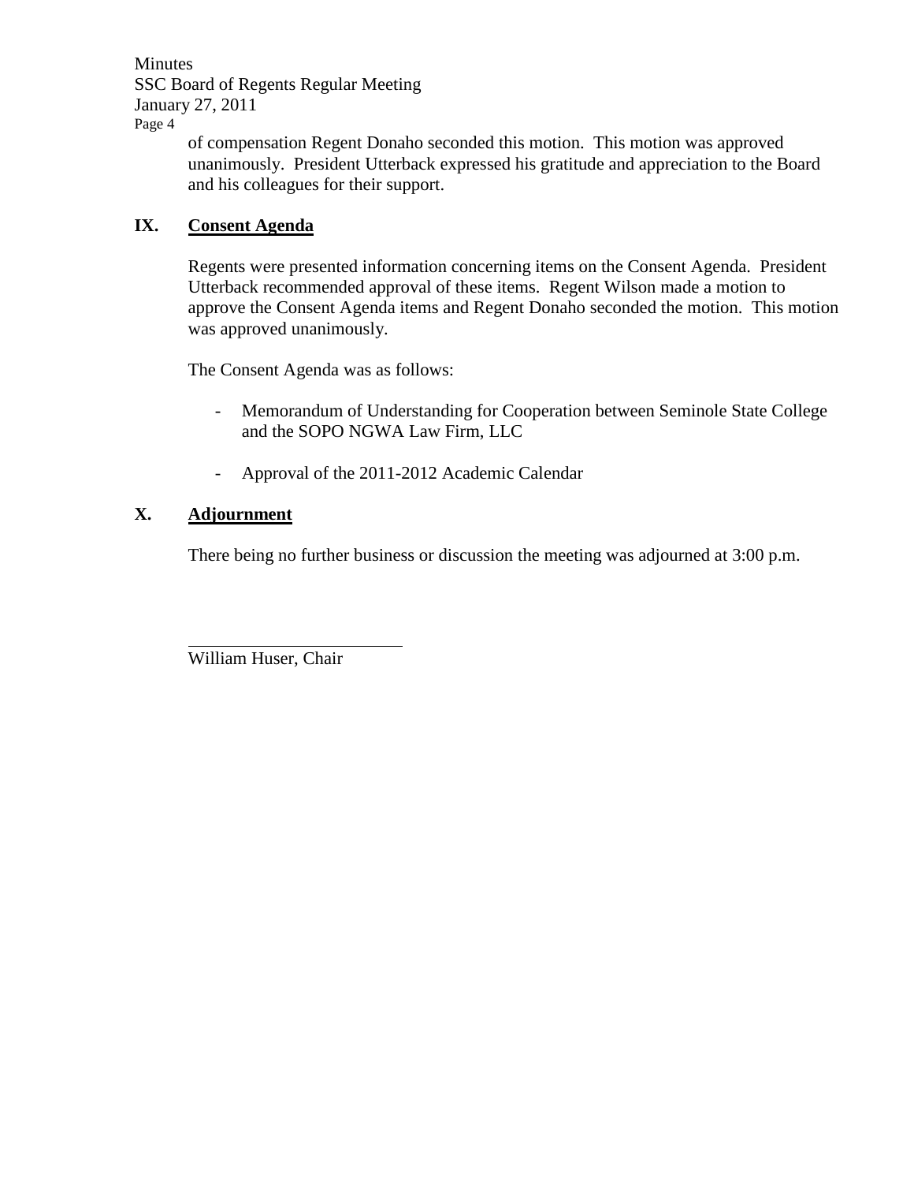of compensation Regent Donaho seconded this motion. This motion was approved unanimously. President Utterback expressed his gratitude and appreciation to the Board and his colleagues for their support.

## IX. Consent Agenda

Regents were presented information concerning items on the Consent Agenda. President Utterback recommended approval of these items. Regent Wilson made a motion to approve the Consent Agenda items and Regent Donaho seconded the motion. This motion was approved unanimously.

The Consent Agenda was as follows:

- Memorandum of Understanding for Cooperation between Seminole State College and the SOPO NGWA Law Firm, LLC

- Approval of the 2011-2012 Academic Calendar

## X. Adjournment

There being no further business or discussion the meeting was adjourned at 3:00 p.m.

\_\_\_\_\_\_\_\_\_\_\_\_\_\_\_\_\_\_\_\_\_\_\_\_\_\_

William Huser, Chair